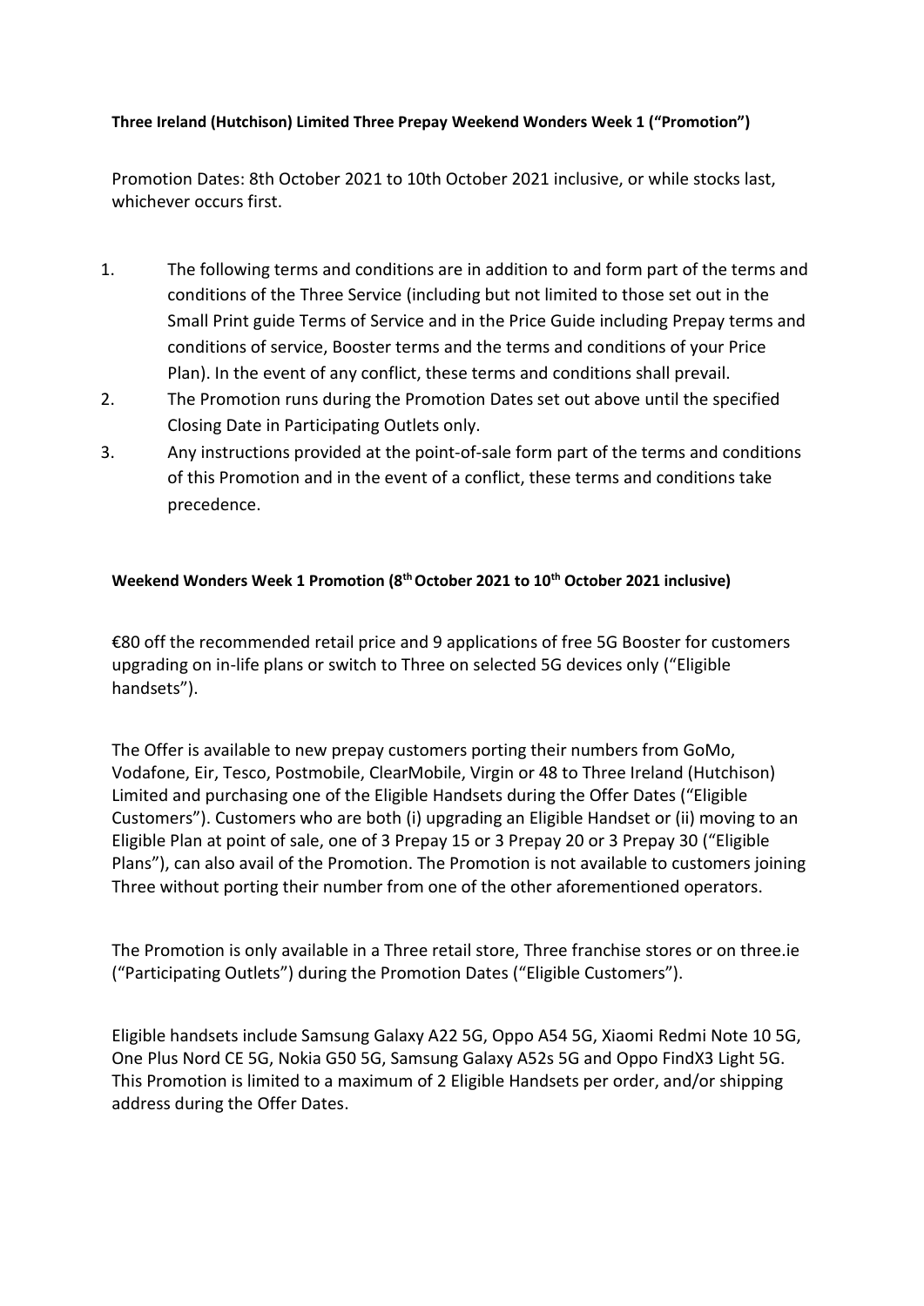**Three Ireland (Hutchison) Limited Three Prepay Weekend Wonders Week 1 ("Promotion")**

Promotion Dates: 8th October 2021 to 10th October 2021 inclusive, or while stocks last, whichever occurs first.

1. The following terms and conditions are in addition to and form part of the terms and conditions of the Three Service (including but not limited to those set out in the Small Print guide Terms of Service and in the Price Guide including Prepay terms and conditions of service, Booster terms and the terms and conditions of your Price Plan). In the event of any conflict, these terms and conditions shall prevail.
2. The Promotion runs during the Promotion Dates set out above until the specified Closing Date in Participating Outlets only.
3. Any instructions provided at the point-of-sale form part of the terms and conditions of this Promotion and in the event of a conflict, these terms and conditions take precedence.

**Weekend Wonders Week 1 Promotion (8th October 2021 to 10th October 2021 inclusive)**

€80 off the recommended retail price and 9 applications of free 5G Booster for customers upgrading on in-life plans or switch to Three on selected 5G devices only ("Eligible handsets").

The Offer is available to new prepay customers porting their numbers from GoMo, Vodafone, Eir, Tesco, Postmobile, ClearMobile, Virgin or 48 to Three Ireland (Hutchison) Limited and purchasing one of the Eligible Handsets during the Offer Dates ("Eligible Customers"). Customers who are both (i) upgrading an Eligible Handset or (ii) moving to an Eligible Plan at point of sale, one of 3 Prepay 15 or 3 Prepay 20 or 3 Prepay 30 ("Eligible Plans"), can also avail of the Promotion. The Promotion is not available to customers joining Three without porting their number from one of the other aforementioned operators.

The Promotion is only available in a Three retail store, Three franchise stores or on three.ie ("Participating Outlets") during the Promotion Dates ("Eligible Customers").

Eligible handsets include Samsung Galaxy A22 5G, Oppo A54 5G, Xiaomi Redmi Note 10 5G, One Plus Nord CE 5G, Nokia G50 5G, Samsung Galaxy A52s 5G and Oppo FindX3 Light 5G. This Promotion is limited to a maximum of 2 Eligible Handsets per order, and/or shipping address during the Offer Dates.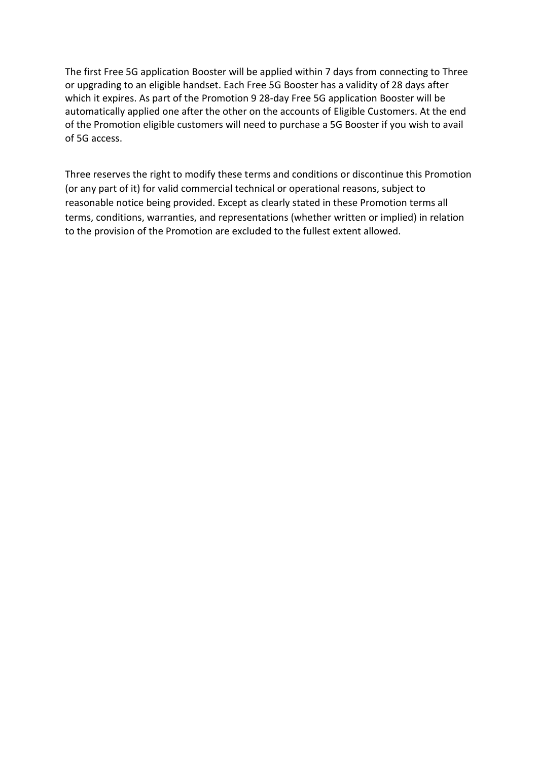The first Free 5G application Booster will be applied within 7 days from connecting to Three or upgrading to an eligible handset. Each Free 5G Booster has a validity of 28 days after which it expires. As part of the Promotion 9 28-day Free 5G application Booster will be automatically applied one after the other on the accounts of Eligible Customers. At the end of the Promotion eligible customers will need to purchase a 5G Booster if you wish to avail of 5G access.

Three reserves the right to modify these terms and conditions or discontinue this Promotion (or any part of it) for valid commercial technical or operational reasons, subject to reasonable notice being provided. Except as clearly stated in these Promotion terms all terms, conditions, warranties, and representations (whether written or implied) in relation to the provision of the Promotion are excluded to the fullest extent allowed.